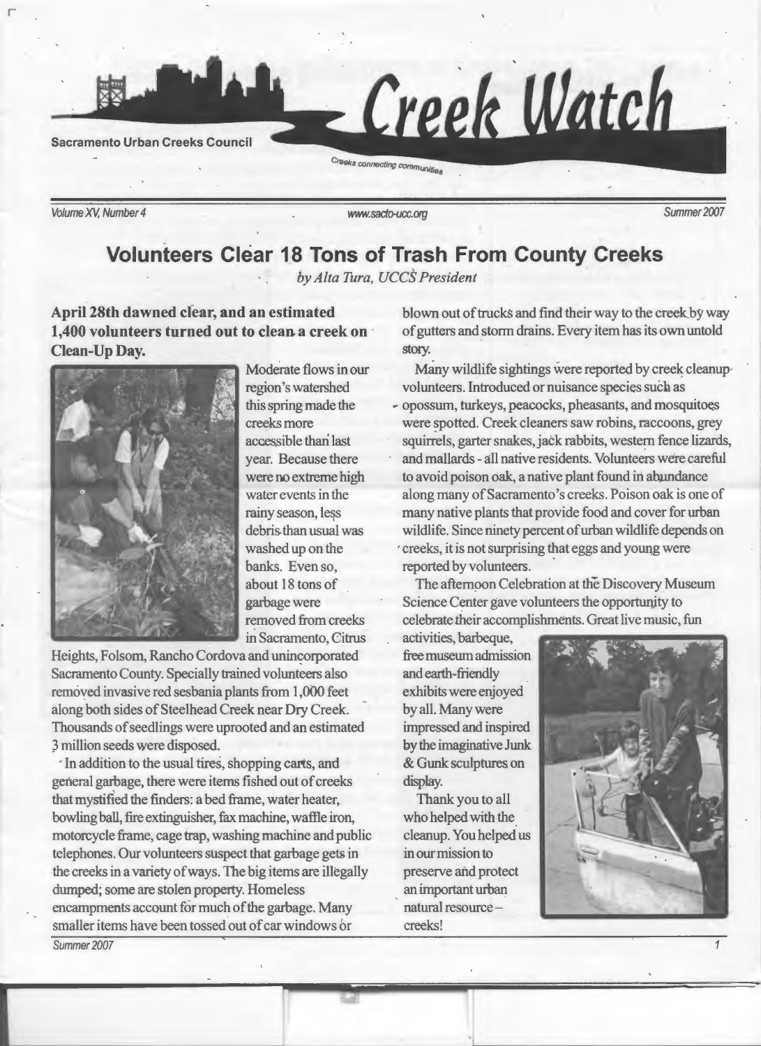# Creek Watch

Sacramento Urban Creeks Council

*Creeks connecting communities*

*Volume XV, Number 4* | *www.sacto-ucc.org* | *Summer 2007*

## Volunteers Clear 18 Tons of Trash From County Creeks

*by Alta Tura, UCCS President*

**April 28th dawned clear, and an estimated 1,400 volunteers turned out to clean a creek on Clean-Up Day.**

Moderate flows in our region's watershed this spring made the creeks more accessible than last year. Because there were no extreme high water events in the rainy season, less debris than usual was washed up on the banks. Even so, about 18 tons of garbage were removed from creeks in Sacramento, Citrus Heights, Folsom, Rancho Cordova and unincorporated Sacramento County. Specially trained volunteers also removed invasive red sesbania plants from 1,000 feet along both sides of Steelhead Creek near Dry Creek. Thousands of seedlings were uprooted and an estimated 3 million seeds were disposed.

In addition to the usual tires, shopping carts, and general garbage, there were items fished out of creeks that mystified the finders: a bed frame, water heater, bowling ball, fire extinguisher, fax machine, waffle iron, motorcycle frame, cage trap, washing machine and public telephones. Our volunteers suspect that garbage gets in the creeks in a variety of ways. The big items are illegally dumped; some are stolen property. Homeless encampments account for much of the garbage. Many smaller items have been tossed out of car windows or blown out of trucks and find their way to the creek by way of gutters and storm drains. Every item has its own untold story.

Many wildlife sightings were reported by creek cleanup volunteers. Introduced or nuisance species such as opossum, turkeys, peacocks, pheasants, and mosquitoes were spotted. Creek cleaners saw robins, raccoons, grey squirrels, garter snakes, jack rabbits, western fence lizards, and mallards - all native residents. Volunteers were careful to avoid poison oak, a native plant found in abundance along many of Sacramento's creeks. Poison oak is one of many native plants that provide food and cover for urban wildlife. Since ninety percent of urban wildlife depends on creeks, it is not surprising that eggs and young were reported by volunteers.

The afternoon Celebration at the Discovery Museum Science Center gave volunteers the opportunity to celebrate their accomplishments. Great live music, fun activities, barbeque, free museum admission and earth-friendly exhibits were enjoyed by all. Many were impressed and inspired by the imaginative Junk & Gunk sculptures on display.

Thank you to all who helped with the cleanup. You helped us in our mission to preserve and protect an important urban natural resource – creeks!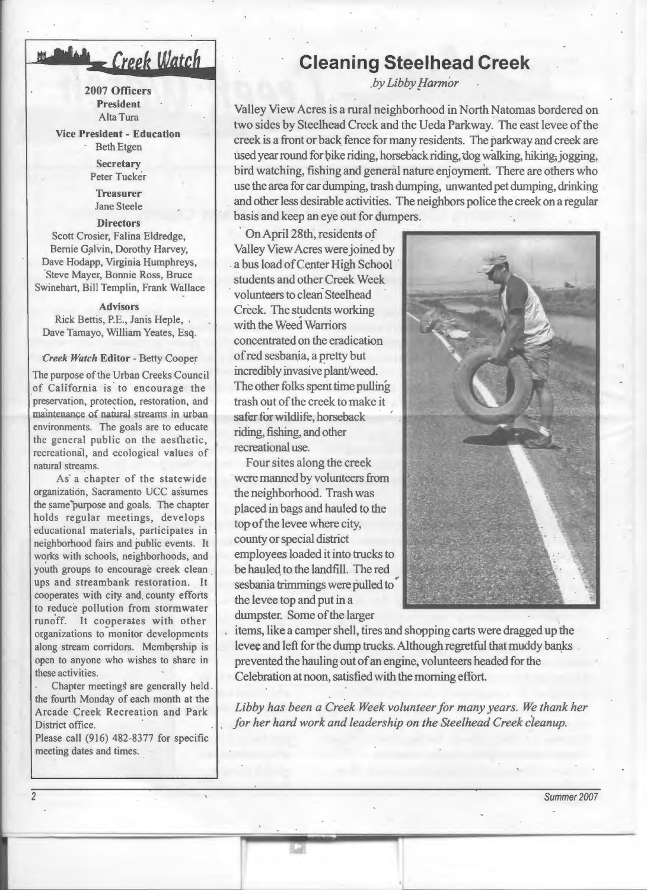## Creek Watch

**2007 Officers**

**President**
Alta Tura

**Vice President - Education**
Beth Etgen

**Secretary**
Peter Tucker

**Treasurer**
Jane Steele

**Directors**
Scott Crosier, Falina Eldredge, Bernie Galvin, Dorothy Harvey, Dave Hodapp, Virginia Humphreys, Steve Mayer, Bonnie Ross, Bruce Swinehart, Bill Templin, Frank Wallace

**Advisors**
Rick Bettis, P.E., Janis Heple, Dave Tamayo, William Yeates, Esq.

***Creek Watch* Editor** - Betty Cooper

The purpose of the Urban Creeks Council of California is to encourage the preservation, protection, restoration, and maintenance of natural streams in urban environments. The goals are to educate the general public on the aesthetic, recreational, and ecological values of natural streams.

As a chapter of the statewide organization, Sacramento UCC assumes the same purpose and goals. The chapter holds regular meetings, develops educational materials, participates in neighborhood fairs and public events. It works with schools, neighborhoods, and youth groups to encourage creek clean ups and streambank restoration. It cooperates with city and county efforts to reduce pollution from stormwater runoff. It cooperates with other organizations to monitor developments along stream corridors. Membership is open to anyone who wishes to share in these activities.

Chapter meetings are generally held the fourth Monday of each month at the Arcade Creek Recreation and Park District office.

Please call (916) 482-8377 for specific meeting dates and times.

# Cleaning Steelhead Creek

*by Libby Harmor*

Valley View Acres is a rural neighborhood in North Natomas bordered on two sides by Steelhead Creek and the Ueda Parkway. The east levee of the creek is a front or back fence for many residents. The parkway and creek are used year round for bike riding, horseback riding, dog walking, hiking, jogging, bird watching, fishing and general nature enjoyment. There are others who use the area for car dumping, trash dumping, unwanted pet dumping, drinking and other less desirable activities. The neighbors police the creek on a regular basis and keep an eye out for dumpers.

On April 28th, residents of Valley View Acres were joined by a bus load of Center High School students and other Creek Week volunteers to clean Steelhead Creek. The students working with the Weed Warriors concentrated on the eradication of red sesbania, a pretty but incredibly invasive plant/weed. The other folks spent time pulling trash out of the creek to make it safer for wildlife, horseback riding, fishing, and other recreational use.

Four sites along the creek were manned by volunteers from the neighborhood. Trash was placed in bags and hauled to the top of the levee where city, county or special district employees loaded it into trucks to be hauled to the landfill. The red sesbania trimmings were pulled to the levee top and put in a dumpster. Some of the larger items, like a camper shell, tires and shopping carts were dragged up the levee and left for the dump trucks. Although regretful that muddy banks prevented the hauling out of an engine, volunteers headed for the Celebration at noon, satisfied with the morning effort.

*Libby has been a Creek Week volunteer for many years. We thank her for her hard work and leadership on the Steelhead Creek cleanup.*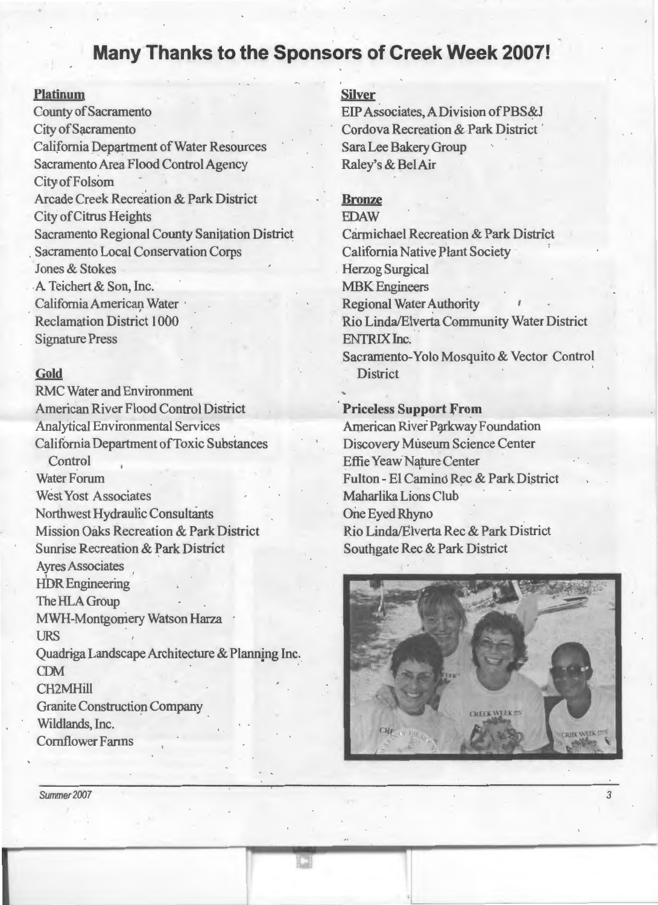# Many Thanks to the Sponsors of Creek Week 2007!

**Platinum**

County of Sacramento
City of Sacramento
California Department of Water Resources
Sacramento Area Flood Control Agency
City of Folsom
Arcade Creek Recreation & Park District
City of Citrus Heights
Sacramento Regional County Sanitation District
Sacramento Local Conservation Corps
Jones & Stokes
A. Teichert & Son, Inc.
California American Water
Reclamation District 1000
Signature Press

**Gold**

RMC Water and Environment
American River Flood Control District
Analytical Environmental Services
California Department of Toxic Substances Control
Water Forum
West Yost Associates
Northwest Hydraulic Consultants
Mission Oaks Recreation & Park District
Sunrise Recreation & Park District
Ayres Associates
HDR Engineering
The HLA Group
MWH-Montgomery Watson Harza
URS
Quadriga Landscape Architecture & Planning Inc.
CDM
CH2MHill
Granite Construction Company
Wildlands, Inc.
Cornflower Farms

**Silver**

EIP Associates, A Division of PBS&J
Cordova Recreation & Park District
Sara Lee Bakery Group
Raley's & Bel Air

**Bronze**

EDAW
Carmichael Recreation & Park District
California Native Plant Society
Herzog Surgical
MBK Engineers
Regional Water Authority
Rio Linda/Elverta Community Water District
ENTRIX Inc.
Sacramento-Yolo Mosquito & Vector Control District

**Priceless Support From**

American River Parkway Foundation
Discovery Museum Science Center
Effie Yeaw Nature Center
Fulton - El Camino Rec & Park District
Maharlika Lions Club
One Eyed Rhyno
Rio Linda/Elverta Rec & Park District
Southgate Rec & Park District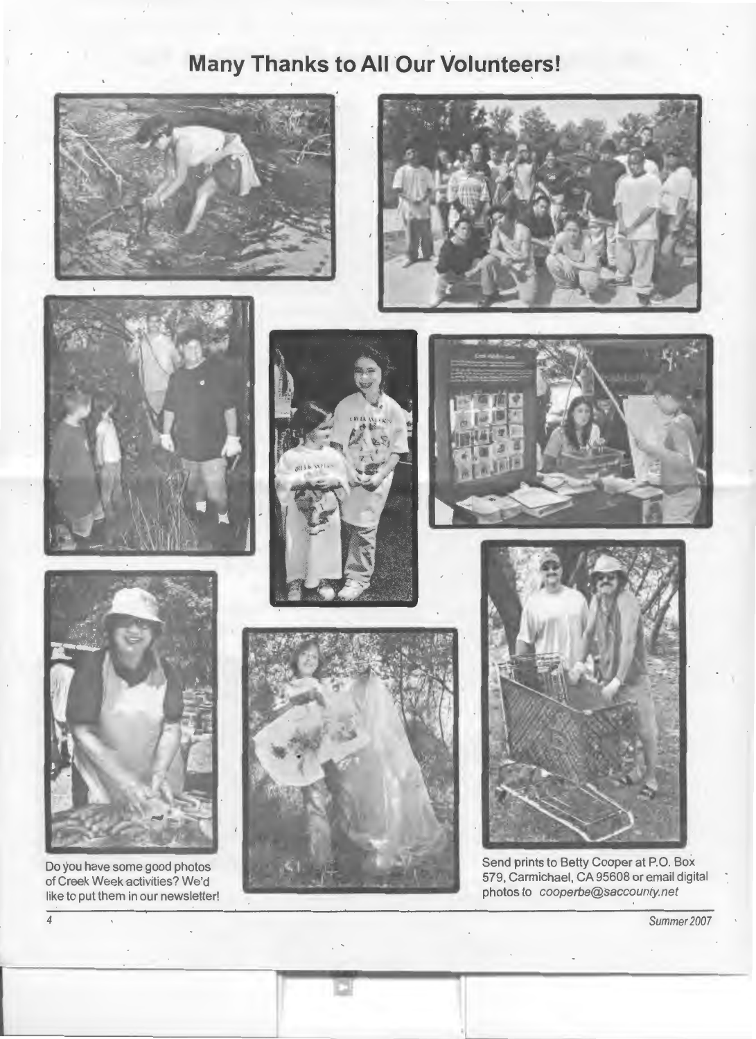# Many Thanks to All Our Volunteers!

Do you have some good photos of Creek Week activities? We'd like to put them in our newsletter!

Send prints to Betty Cooper at P.O. Box 579, Carmichael, CA 95608 or email digital photos to *cooperbe@saccounty.net*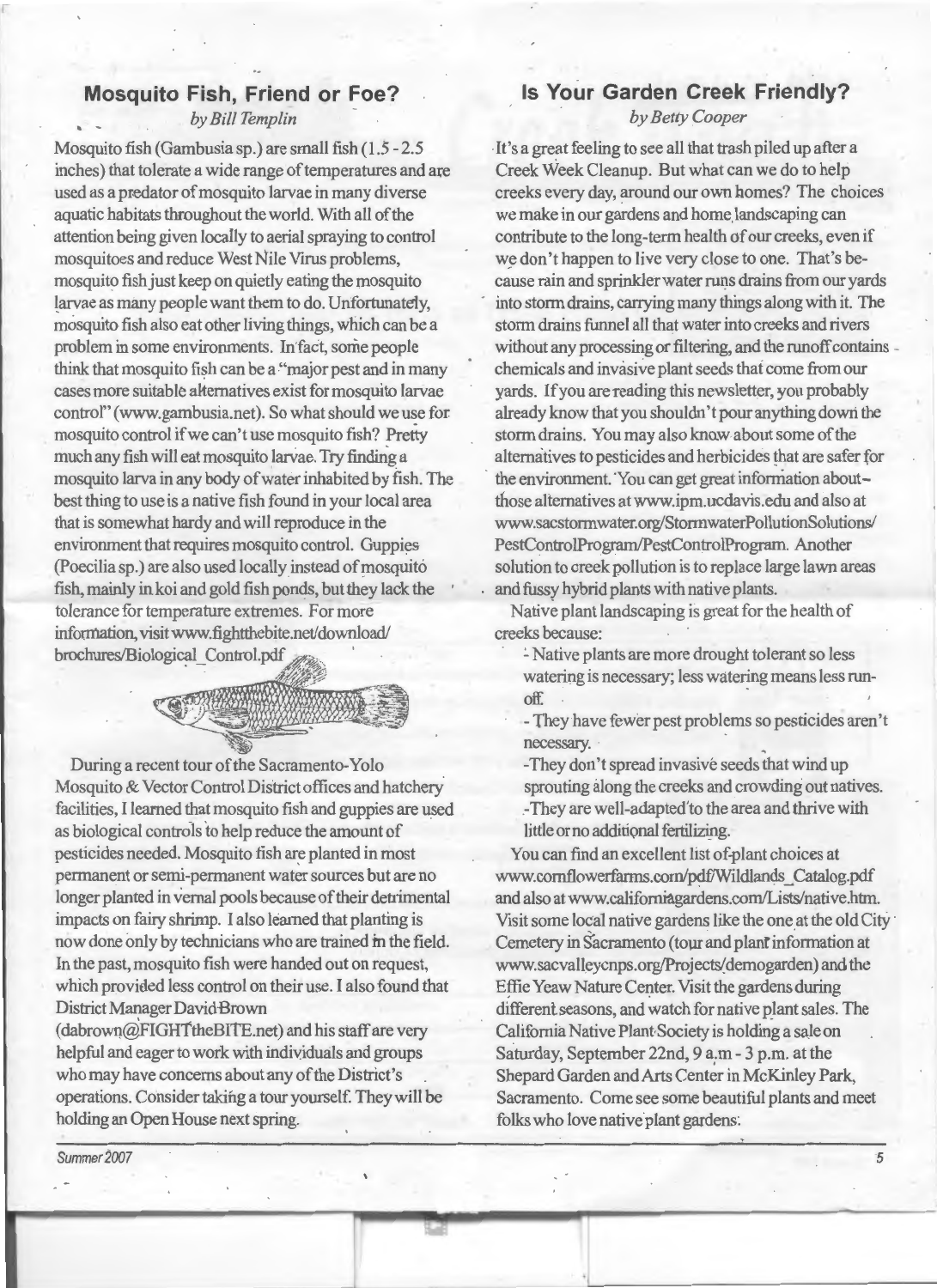## Mosquito Fish, Friend or Foe?

*by Bill Templin*

Mosquito fish (Gambusia sp.) are small fish (1.5 - 2.5 inches) that tolerate a wide range of temperatures and are used as a predator of mosquito larvae in many diverse aquatic habitats throughout the world. With all of the attention being given locally to aerial spraying to control mosquitoes and reduce West Nile Virus problems, mosquito fish just keep on quietly eating the mosquito larvae as many people want them to do. Unfortunately, mosquito fish also eat other living things, which can be a problem in some environments. In fact, some people think that mosquito fish can be a "major pest and in many cases more suitable alternatives exist for mosquito larvae control" (www.gambusia.net). So what should we use for mosquito control if we can't use mosquito fish? Pretty much any fish will eat mosquito larvae. Try finding a mosquito larva in any body of water inhabited by fish. The best thing to use is a native fish found in your local area that is somewhat hardy and will reproduce in the environment that requires mosquito control. Guppies (Poecilia sp.) are also used locally instead of mosquito fish, mainly in koi and gold fish ponds, but they lack the tolerance for temperature extremes. For more information, visit www.fightthebite.net/download/brochures/Biological_Control.pdf

During a recent tour of the Sacramento-Yolo Mosquito & Vector Control District offices and hatchery facilities, I learned that mosquito fish and guppies are used as biological controls to help reduce the amount of pesticides needed. Mosquito fish are planted in most permanent or semi-permanent water sources but are no longer planted in vernal pools because of their detrimental impacts on fairy shrimp. I also learned that planting is now done only by technicians who are trained in the field. In the past, mosquito fish were handed out on request, which provided less control on their use. I also found that District Manager David Brown (dabrown@FIGHTtheBITE.net) and his staff are very helpful and eager to work with individuals and groups who may have concerns about any of the District's operations. Consider taking a tour yourself. They will be holding an Open House next spring.

## Is Your Garden Creek Friendly?

*by Betty Cooper*

It's a great feeling to see all that trash piled up after a Creek Week Cleanup. But what can we do to help creeks every day, around our own homes? The choices we make in our gardens and home landscaping can contribute to the long-term health of our creeks, even if we don't happen to live very close to one. That's because rain and sprinkler water runs drains from our yards into storm drains, carrying many things along with it. The storm drains funnel all that water into creeks and rivers without any processing or filtering, and the runoff contains chemicals and invasive plant seeds that come from our yards. If you are reading this newsletter, you probably already know that you shouldn't pour anything down the storm drains. You may also know about some of the alternatives to pesticides and herbicides that are safer for the environment. You can get great information about those alternatives at www.ipm.ucdavis.edu and also at www.sacstormwater.org/StormwaterPollutionSolutions/PestControlProgram/PestControlProgram. Another solution to creek pollution is to replace large lawn areas and fussy hybrid plants with native plants.

Native plant landscaping is great for the health of creeks because:

- Native plants are more drought tolerant so less watering is necessary; less watering means less run-off.
- They have fewer pest problems so pesticides aren't necessary.
- They don't spread invasive seeds that wind up sprouting along the creeks and crowding out natives.
- They are well-adapted to the area and thrive with little or no additional fertilizing.

You can find an excellent list of plant choices at www.cornflowerfarms.com/pdf/Wildlands_Catalog.pdf and also at www.californiagardens.com/Lists/native.htm. Visit some local native gardens like the one at the old City Cemetery in Sacramento (tour and plant information at www.sacvalleycnps.org/Projects/demogarden) and the Effie Yeaw Nature Center. Visit the gardens during different seasons, and watch for native plant sales. The California Native Plant Society is holding a sale on Saturday, September 22nd, 9 a.m - 3 p.m. at the Shepard Garden and Arts Center in McKinley Park, Sacramento. Come see some beautiful plants and meet folks who love native plant gardens.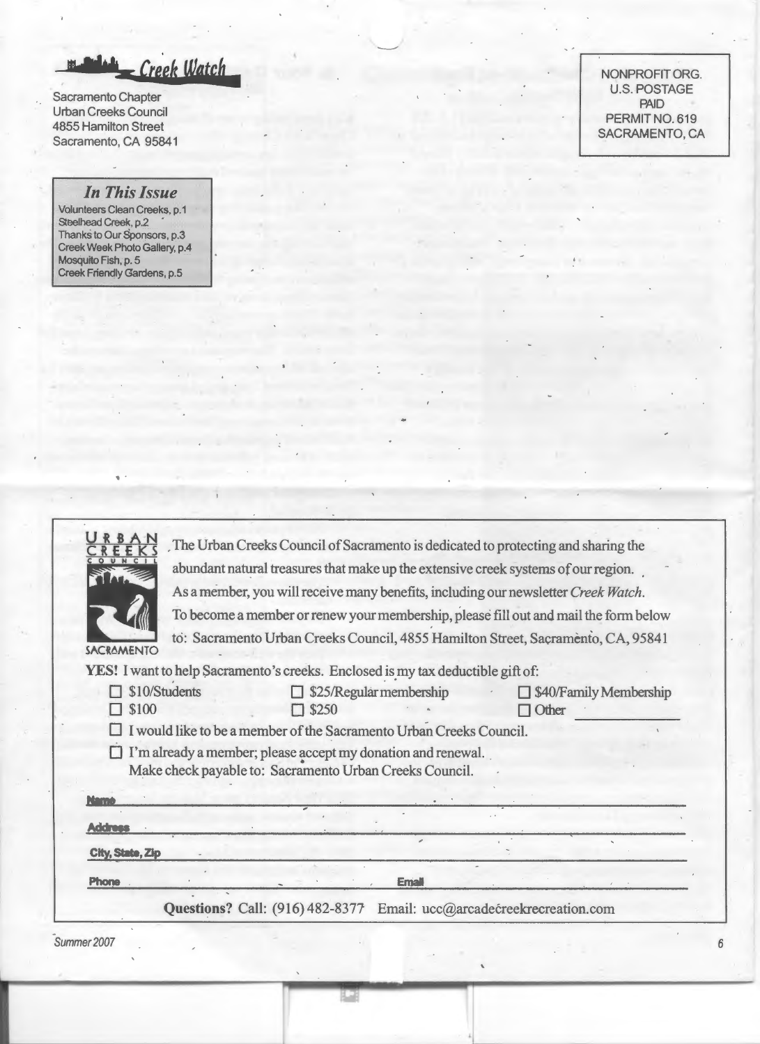# Creek Watch

Sacramento Chapter
Urban Creeks Council
4855 Hamilton Street
Sacramento, CA 95841

NONPROFIT ORG.
U.S. POSTAGE
PAID
PERMIT NO. 619
SACRAMENTO, CA

## In This Issue

- Volunteers Clean Creeks, p.1
- Steelhead Creek, p.2
- Thanks to Our Sponsors, p.3
- Creek Week Photo Gallery, p.4
- Mosquito Fish, p. 5
- Creek Friendly Gardens, p.5

---

URBAN CREEKS COUNCIL
SACRAMENTO

The Urban Creeks Council of Sacramento is dedicated to protecting and sharing the abundant natural treasures that make up the extensive creek systems of our region. As a member, you will receive many benefits, including our newsletter *Creek Watch*. To become a member or renew your membership, please fill out and mail the form below to: Sacramento Urban Creeks Council, 4855 Hamilton Street, Sacramento, CA, 95841

**YES!** I want to help Sacramento's creeks. Enclosed is my tax deductible gift of:

- ☐ $10/Students
- ☐ $25/Regular membership
- ☐ $40/Family Membership
- ☐ $100
- ☐ $250
- ☐ Other ____________

☐ I would like to be a member of the Sacramento Urban Creeks Council.

☐ I'm already a member; please accept my donation and renewal.
Make check payable to: Sacramento Urban Creeks Council.

Name ______________________________

Address ______________________________

City, State, Zip ______________________________

Phone ______________ Email ______________

**Questions?** Call: (916) 482-8377 Email: ucc@arcadecreekrecreation.com

*Summer 2007*